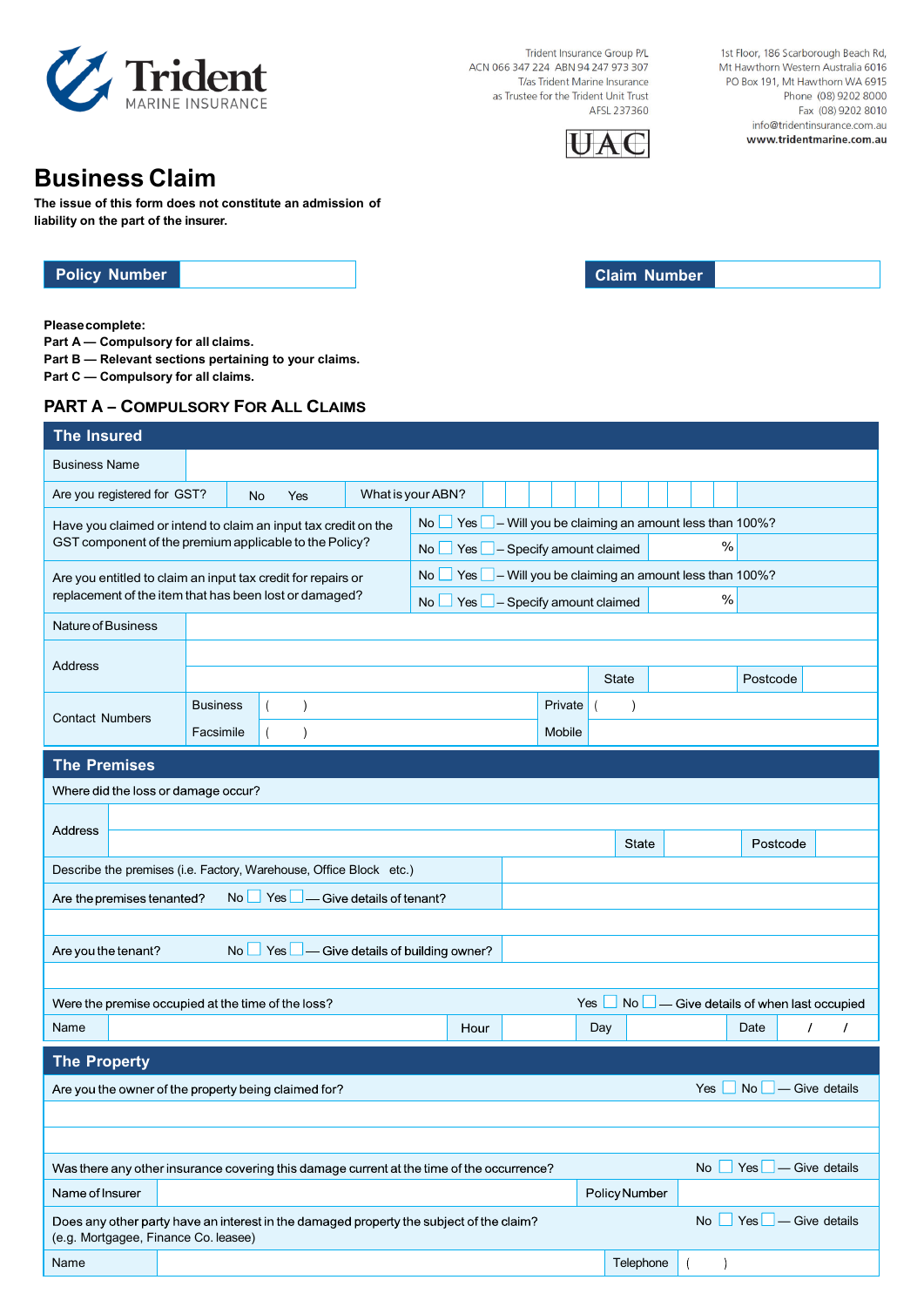Trident MARINE INSURANCE

Trident Insurance Group P/L
ACN 066 347 224 ABN 94 247 973 307
T/as Trident Marine Insurance
as Trustee for the Trident Unit Trust
AFSL 237360

UAC

1st Floor, 186 Scarborough Beach Rd,
Mt Hawthorn Western Australia 6016
PO Box 191, Mt Hawthorn WA 6915
Phone (08) 9202 8000
Fax (08) 9202 8010
info@tridentinsurance.com.au
**www.tridentmarine.com.au**

# Business Claim

**The issue of this form does not constitute an admission of liability on the part of the insurer.**

| **Policy Number** | |
|---|---|

| **Claim Number** | |
|---|---|

**Please complete:**
**Part A — Compulsory for all claims.**
**Part B — Relevant sections pertaining to your claims.**
**Part C — Compulsory for all claims.**

## PART A – COMPULSORY FOR ALL CLAIMS

### The Insured

| | | | | | | | |
|---|---|---|---|---|---|---|---|
| Business Name | | | | | | | |
| Are you registered for GST? | No Yes | What is your ABN? | | | | | |
| Have you claimed or intend to claim an input tax credit on the GST component of the premium applicable to the Policy? | No ☐ Yes ☐ – Will you be claiming an amount less than 100%? | | | | | | |
| | No ☐ Yes ☐ – Specify amount claimed | % | | | | | |
| Are you entitled to claim an input tax credit for repairs or replacement of the item that has been lost or damaged? | No ☐ Yes ☐ – Will you be claiming an amount less than 100%? | | | | | | |
| | No ☐ Yes ☐ – Specify amount claimed | % | | | | | |
| Nature of Business | | | | | | | |
| Address | | | | | | | |
| | | | State | | Postcode | | |
| Contact Numbers | Business | ( ) | Private | ( ) | | | |
| | Facsimile | ( ) | Mobile | | | | |

### The Premises

| | | | | | | |
|---|---|---|---|---|---|---|
| Where did the loss or damage occur? | | | | | | |
| Address | | | | | | |
| | | State | | Postcode | | |
| Describe the premises (i.e. Factory, Warehouse, Office Block etc.) | | | | | | |
| Are the premises tenanted? No ☐ Yes ☐ — Give details of tenant? | | | | | | |
| | | | | | | |
| Are you the tenant? No ☐ Yes ☐ — Give details of building owner? | | | | | | |
| | | | | | | |
| Were the premise occupied at the time of the loss? Yes ☐ No ☐ — Give details of when last occupied | | | | | | |
| Name | | Hour | | Day | | Date / / |

### The Property

| | | | |
|---|---|---|---|
| Are you the owner of the property being claimed for? Yes ☐ No ☐ — Give details | | | |
| | | | |
| | | | |
| Was there any other insurance covering this damage current at the time of the occurrence? No ☐ Yes ☐ — Give details | | | |
| Name of Insurer | | Policy Number | |
| Does any other party have an interest in the damaged property the subject of the claim? (e.g. Mortgagee, Finance Co. leasee) No ☐ Yes ☐ — Give details | | | |
| Name | | Telephone | ( ) |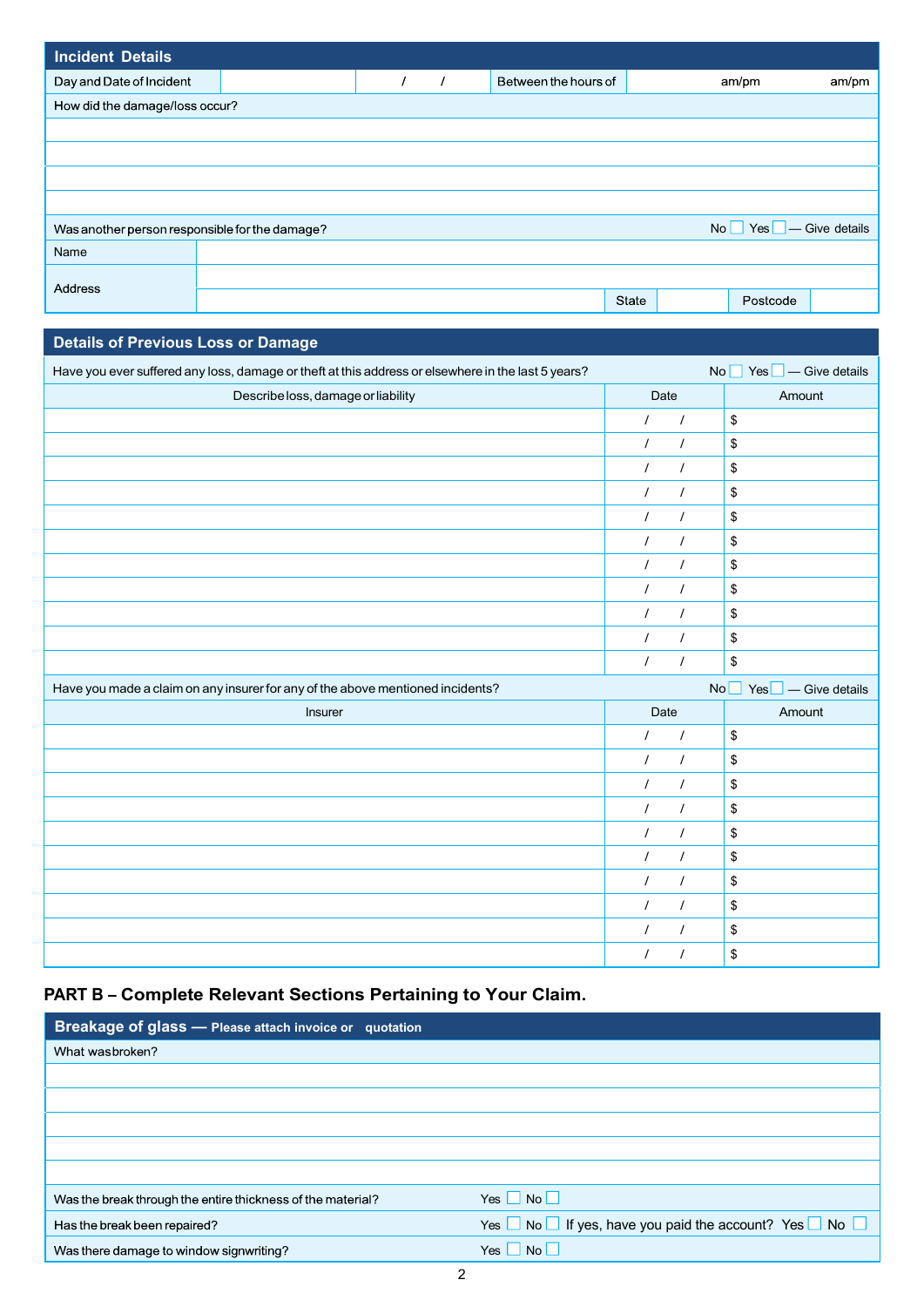## Incident Details

| Day and Date of Incident | | / / | Between the hours of | am/pm am/pm |
|---|---|---|---|---|

How did the damage/loss occur?

| |
|---|
| |
| |
| |
| |

Was another person responsible for the damage? No ☐ Yes ☐ — Give details

| Name | | | | |
|---|---|---|---|---|
| Address | | | | |
| | | State | | Postcode |

## Details of Previous Loss or Damage

Have you ever suffered any loss, damage or theft at this address or elsewhere in the last 5 years? No ☐ Yes ☐ — Give details

| Describe loss, damage or liability | Date | Amount |
|---|---|---|
| | / / | $ |
| | / / | $ |
| | / / | $ |
| | / / | $ |
| | / / | $ |
| | / / | $ |
| | / / | $ |
| | / / | $ |
| | / / | $ |
| | / / | $ |
| | / / | $ |

Have you made a claim on any insurer for any of the above mentioned incidents? No ☐ Yes ☐ — Give details

| Insurer | Date | Amount |
|---|---|---|
| | / / | $ |
| | / / | $ |
| | / / | $ |
| | / / | $ |
| | / / | $ |
| | / / | $ |
| | / / | $ |
| | / / | $ |
| | / / | $ |
| | / / | $ |

# PART B – Complete Relevant Sections Pertaining to Your Claim.

## Breakage of glass — Please attach invoice or quotation

What was broken?

| |
|---|
| |
| |
| |
| |
| |

Was the break through the entire thickness of the material? Yes ☐ No ☐

Has the break been repaired? Yes ☐ No ☐ If yes, have you paid the account? Yes ☐ No ☐

Was there damage to window signwriting? Yes ☐ No ☐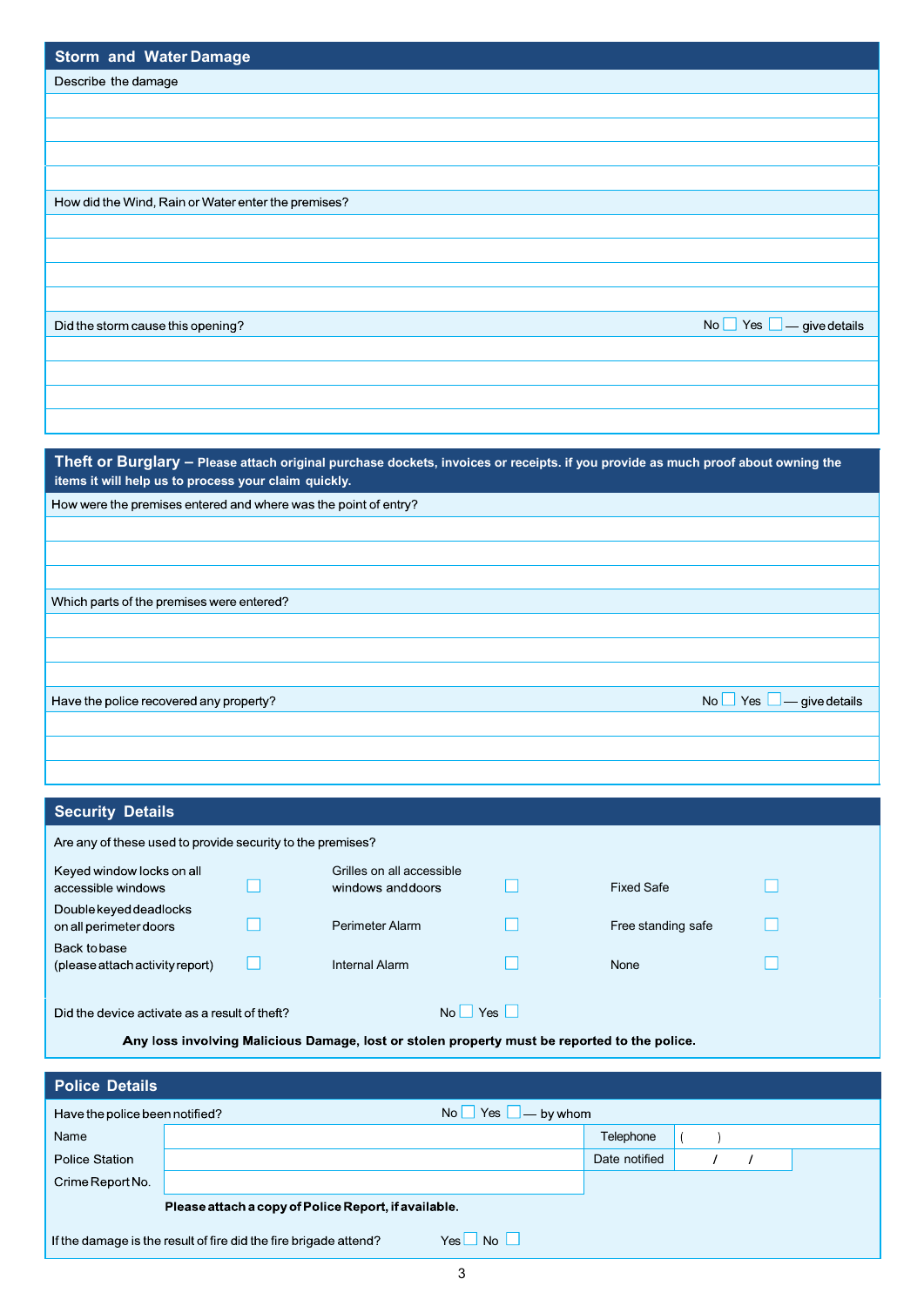## Storm and Water Damage

Describe the damage

How did the Wind, Rain or Water enter the premises?

Did the storm cause this opening? No ☐ Yes ☐ — give details

## Theft or Burglary – Please attach original purchase dockets, invoices or receipts. if you provide as much proof about owning the items it will help us to process your claim quickly.

How were the premises entered and where was the point of entry?

Which parts of the premises were entered?

Have the police recovered any property? No ☐ Yes ☐ — give details

## Security Details

Are any of these used to provide security to the premises?

| | | | | | |
|---|---|---|---|---|---|
| Keyed window locks on all accessible windows | ☐ | Grilles on all accessible windows and doors | ☐ | Fixed Safe | ☐ |
| Double keyed deadlocks on all perimeter doors | ☐ | Perimeter Alarm | ☐ | Free standing safe | ☐ |
| Back to base (please attach activity report) | ☐ | Internal Alarm | ☐ | None | ☐ |

Did the device activate as a result of theft? No ☐ Yes ☐

**Any loss involving Malicious Damage, lost or stolen property must be reported to the police.**

## Police Details

Have the police been notified? No ☐ Yes ☐ — by whom

| | | | |
|---|---|---|---|
| Name | | Telephone | ( ) |
| Police Station | | Date notified | / / |
| Crime Report No. | | | |

**Please attach a copy of Police Report, if available.**

If the damage is the result of fire did the fire brigade attend? Yes ☐ No ☐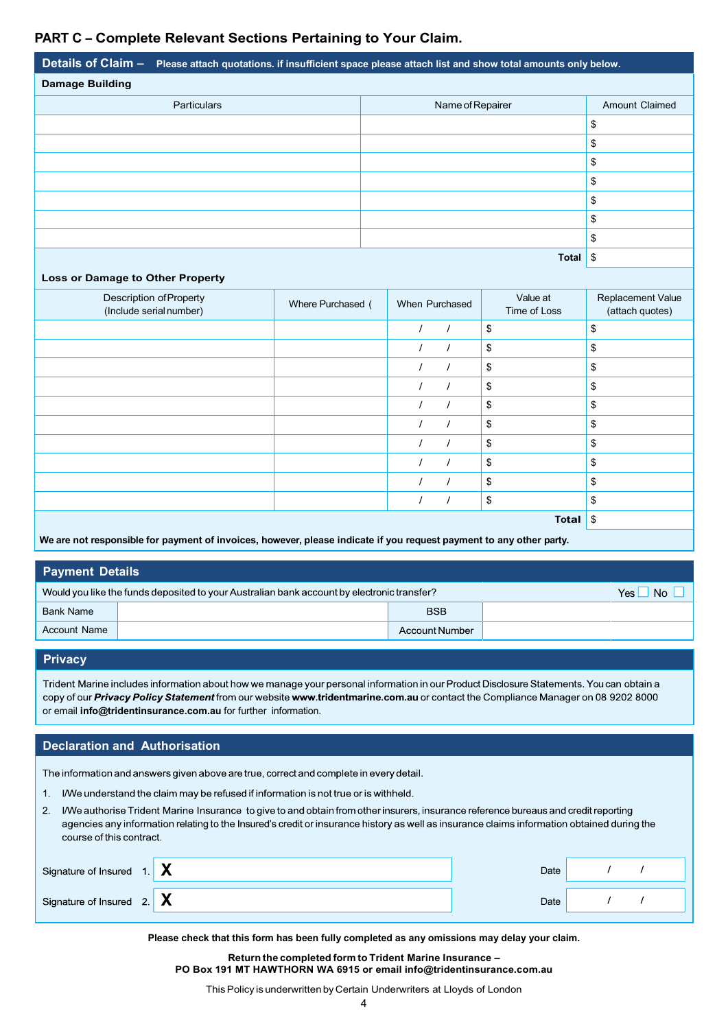## PART C – Complete Relevant Sections Pertaining to Your Claim.

### Details of Claim – Please attach quotations. if insufficient space please attach list and show total amounts only below.

**Damage Building**

| Particulars | Name of Repairer | Amount Claimed |
|---|---|---|
| | | $ |
| | | $ |
| | | $ |
| | | $ |
| | | $ |
| | | $ |
| | | $ |
| | **Total** | $ |

**Loss or Damage to Other Property**

| Description of Property (Include serial number) | Where Purchased ( | When Purchased | Value at Time of Loss | Replacement Value (attach quotes) |
|---|---|---|---|---|
| | | / / | $ | $ |
| | | / / | $ | $ |
| | | / / | $ | $ |
| | | / / | $ | $ |
| | | / / | $ | $ |
| | | / / | $ | $ |
| | | / / | $ | $ |
| | | / / | $ | $ |
| | | / / | $ | $ |
| | | / / | $ | $ |
| | | | **Total** | $ |

**We are not responsible for payment of invoices, however, please indicate if you request payment to any other party.**

### Payment Details

Would you like the funds deposited to your Australian bank account by electronic transfer? Yes ☐ No ☐

| | | | |
|---|---|---|---|
| Bank Name | | BSB | |
| Account Name | | Account Number | |

### Privacy

Trident Marine includes information about how we manage your personal information in our Product Disclosure Statements. You can obtain a copy of our ***Privacy Policy Statement*** from our website **www.tridentmarine.com.au** or contact the Compliance Manager on 08 9202 8000 or email **info@tridentinsurance.com.au** for further information.

### Declaration and Authorisation

The information and answers given above are true, correct and complete in every detail.

1. I/We understand the claim may be refused if information is not true or is withheld.
2. I/We authorise Trident Marine Insurance to give to and obtain from other insurers, insurance reference bureaus and credit reporting agencies any information relating to the Insured's credit or insurance history as well as insurance claims information obtained during the course of this contract.

Signature of Insured 1. **X** Date / /

Signature of Insured 2. **X** Date / /

**Please check that this form has been fully completed as any omissions may delay your claim.**

**Return the completed form to Trident Marine Insurance – PO Box 191 MT HAWTHORN WA 6915 or email info@tridentinsurance.com.au**

This Policy is underwritten by Certain Underwriters at Lloyds of London